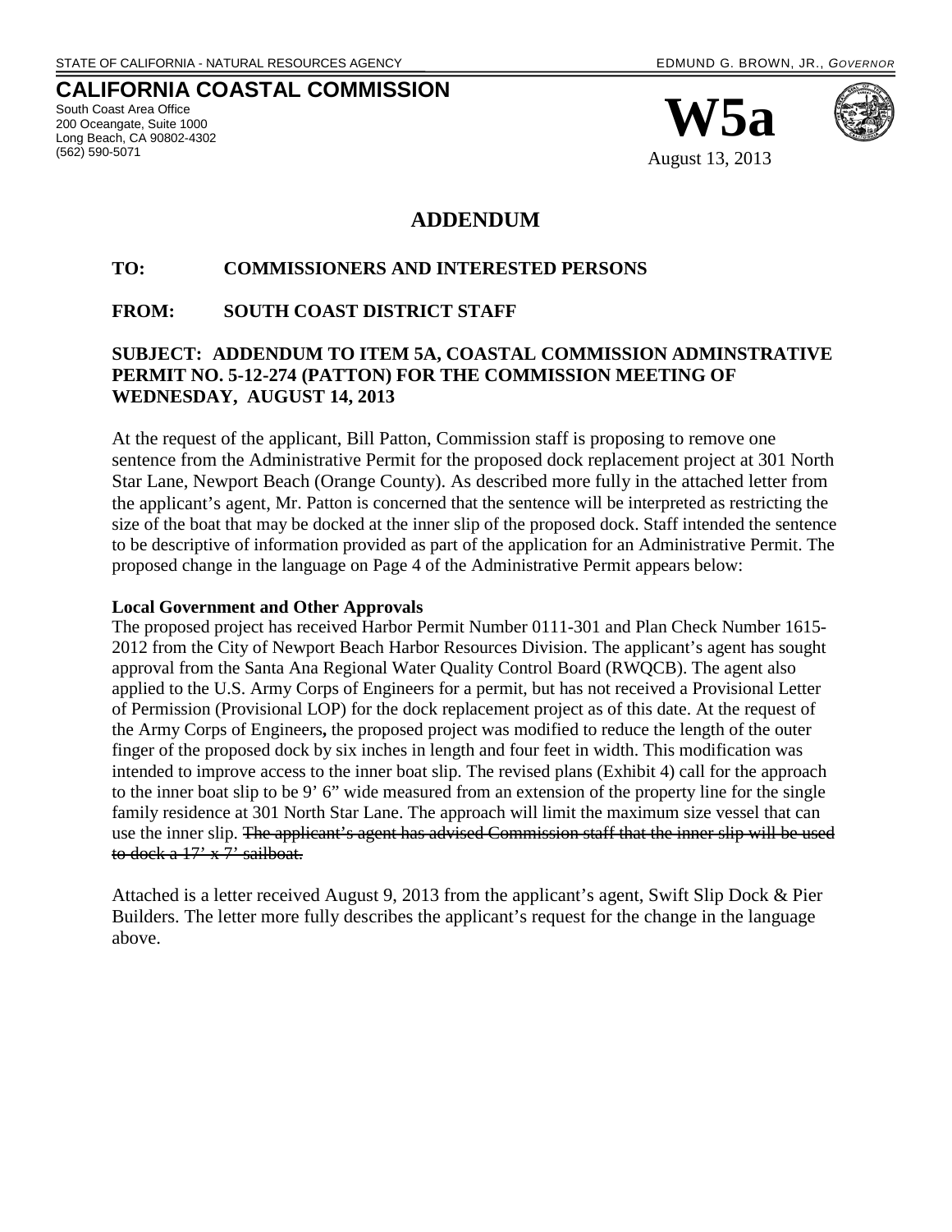STATE OF CALIFORNIA - NATURAL RESOURCES AGENCY

EDMUND G. BROWN, JR., *GOVERNOR*

**CALIFORNIA COASTAL COMMISSION**

South Coast Area Office
200 Oceangate, Suite 1000
Long Beach, CA 90802-4302
(562) 590-5071

# W5a

August 13, 2013

## ADDENDUM

**TO: COMMISSIONERS AND INTERESTED PERSONS**

**FROM: SOUTH COAST DISTRICT STAFF**

**SUBJECT: ADDENDUM TO ITEM 5A, COASTAL COMMISSION ADMINSTRATIVE PERMIT NO. 5-12-274 (PATTON) FOR THE COMMISSION MEETING OF WEDNESDAY, AUGUST 14, 2013**

At the request of the applicant, Bill Patton, Commission staff is proposing to remove one sentence from the Administrative Permit for the proposed dock replacement project at 301 North Star Lane, Newport Beach (Orange County). As described more fully in the attached letter from the applicant's agent, Mr. Patton is concerned that the sentence will be interpreted as restricting the size of the boat that may be docked at the inner slip of the proposed dock. Staff intended the sentence to be descriptive of information provided as part of the application for an Administrative Permit. The proposed change in the language on Page 4 of the Administrative Permit appears below:

**Local Government and Other Approvals**

The proposed project has received Harbor Permit Number 0111-301 and Plan Check Number 1615-2012 from the City of Newport Beach Harbor Resources Division. The applicant's agent has sought approval from the Santa Ana Regional Water Quality Control Board (RWQCB). The agent also applied to the U.S. Army Corps of Engineers for a permit, but has not received a Provisional Letter of Permission (Provisional LOP) for the dock replacement project as of this date. At the request of the Army Corps of Engineers**,** the proposed project was modified to reduce the length of the outer finger of the proposed dock by six inches in length and four feet in width. This modification was intended to improve access to the inner boat slip. The revised plans (Exhibit 4) call for the approach to the inner boat slip to be 9' 6" wide measured from an extension of the property line for the single family residence at 301 North Star Lane. The approach will limit the maximum size vessel that can use the inner slip. ~~The applicant's agent has advised Commission staff that the inner slip will be used to dock a 17' x 7' sailboat.~~

Attached is a letter received August 9, 2013 from the applicant's agent, Swift Slip Dock & Pier Builders. The letter more fully describes the applicant's request for the change in the language above.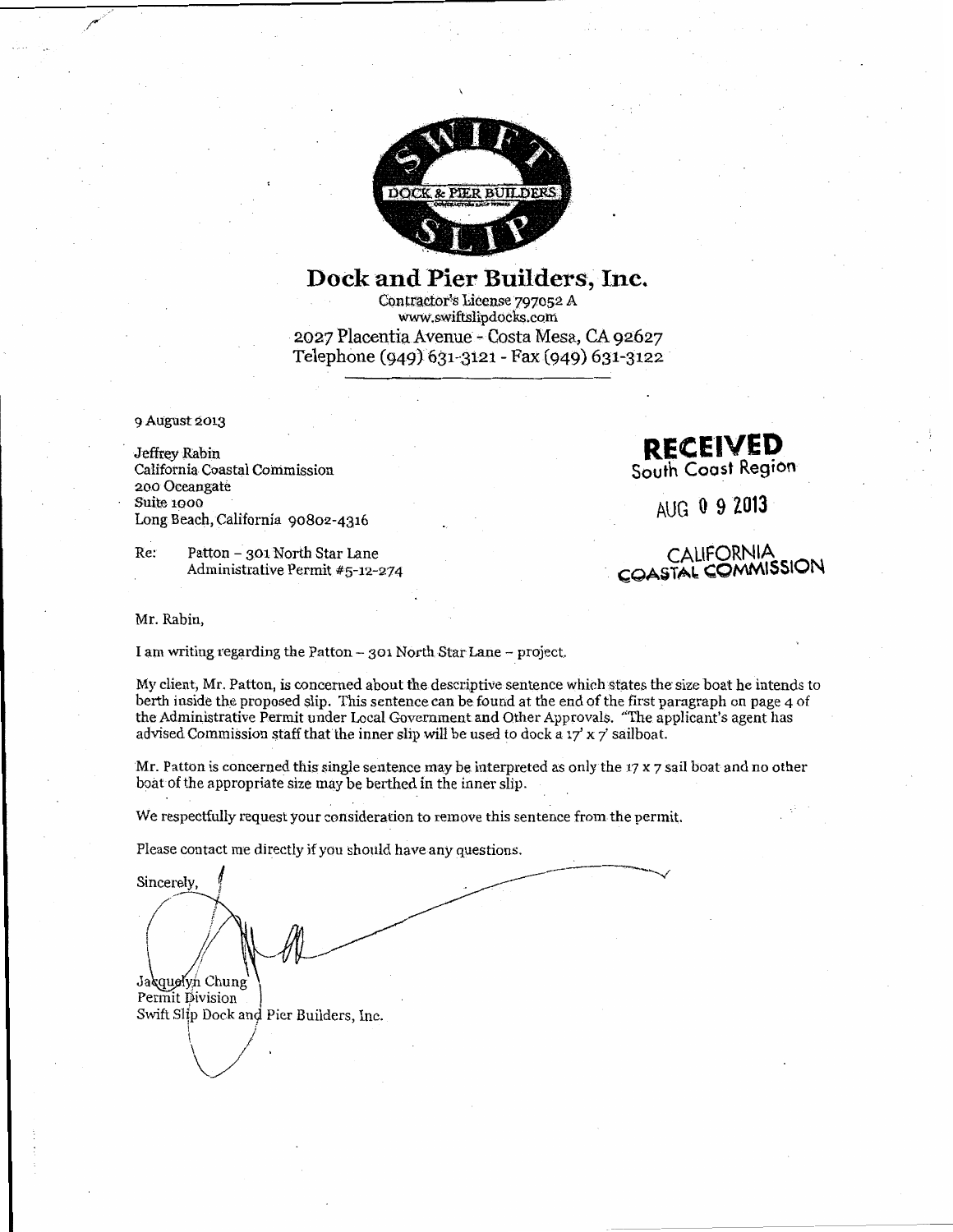SWIFT SLIP DOCK & PIER BUILDERS

# Dock and Pier Builders, Inc.

Contractor's License 797052 A
www.swiftslipdocks.com
2027 Placentia Avenue - Costa Mesa, CA 92627
Telephone (949) 631-3121 - Fax (949) 631-3122

9 August 2013

Jeffrey Rabin
California Coastal Commission
200 Oceangate
Suite 1000
Long Beach, California 90802-4316

**RECEIVED**
South Coast Region

AUG 0 9 2013

CALIFORNIA
COASTAL COMMISSION

Re: Patton – 301 North Star Lane
Administrative Permit #5-12-274

Mr. Rabin,

I am writing regarding the Patton – 301 North Star Lane – project.

My client, Mr. Patton, is concerned about the descriptive sentence which states the size boat he intends to berth inside the proposed slip. This sentence can be found at the end of the first paragraph on page 4 of the Administrative Permit under Local Government and Other Approvals. "The applicant's agent has advised Commission staff that the inner slip will be used to dock a 17' x 7' sailboat.

Mr. Patton is concerned this single sentence may be interpreted as only the 17 x 7 sail boat and no other boat of the appropriate size may be berthed in the inner slip.

We respectfully request your consideration to remove this sentence from the permit.

Please contact me directly if you should have any questions.

Sincerely,

Jacquelyn Chung
Permit Division
Swift Slip Dock and Pier Builders, Inc.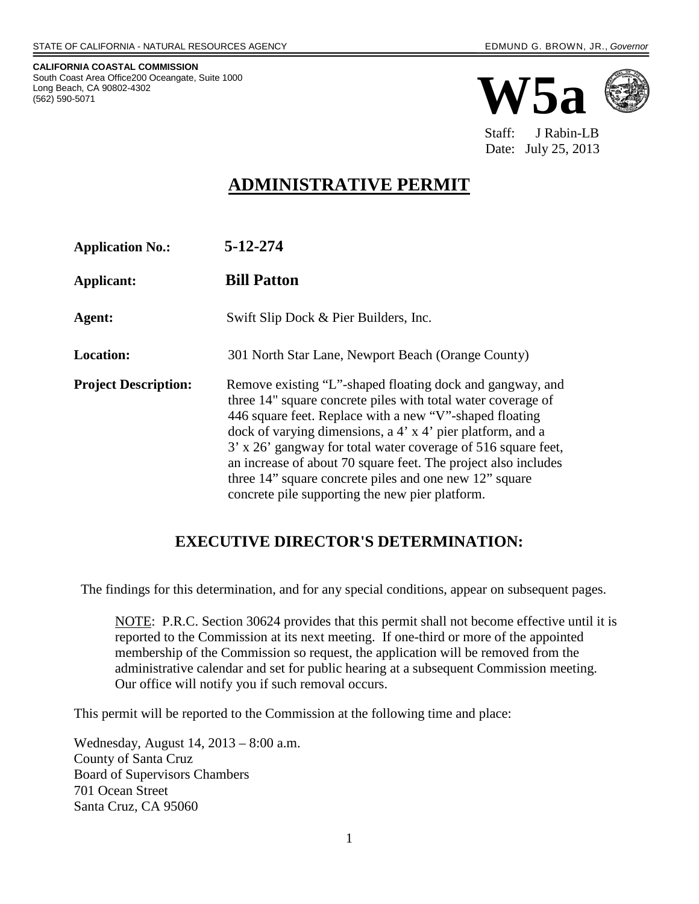STATE OF CALIFORNIA - NATURAL RESOURCES AGENCY — EDMUND G. BROWN, JR., *Governor*

**CALIFORNIA COASTAL COMMISSION**
South Coast Area Office200 Oceangate, Suite 1000
Long Beach, CA 90802-4302
(562) 590-5071

# W5a

Staff: J Rabin-LB
Date: July 25, 2013

# ADMINISTRATIVE PERMIT

**Application No.:** **5-12-274**

**Applicant:** **Bill Patton**

**Agent:** Swift Slip Dock & Pier Builders, Inc.

**Location:** 301 North Star Lane, Newport Beach (Orange County)

**Project Description:** Remove existing "L"-shaped floating dock and gangway, and three 14" square concrete piles with total water coverage of 446 square feet. Replace with a new "V"-shaped floating dock of varying dimensions, a 4' x 4' pier platform, and a 3' x 26' gangway for total water coverage of 516 square feet, an increase of about 70 square feet. The project also includes three 14" square concrete piles and one new 12" square concrete pile supporting the new pier platform.

## EXECUTIVE DIRECTOR'S DETERMINATION:

The findings for this determination, and for any special conditions, appear on subsequent pages.

NOTE: P.R.C. Section 30624 provides that this permit shall not become effective until it is reported to the Commission at its next meeting. If one-third or more of the appointed membership of the Commission so request, the application will be removed from the administrative calendar and set for public hearing at a subsequent Commission meeting. Our office will notify you if such removal occurs.

This permit will be reported to the Commission at the following time and place:

Wednesday, August 14, 2013 – 8:00 a.m.
County of Santa Cruz
Board of Supervisors Chambers
701 Ocean Street
Santa Cruz, CA 95060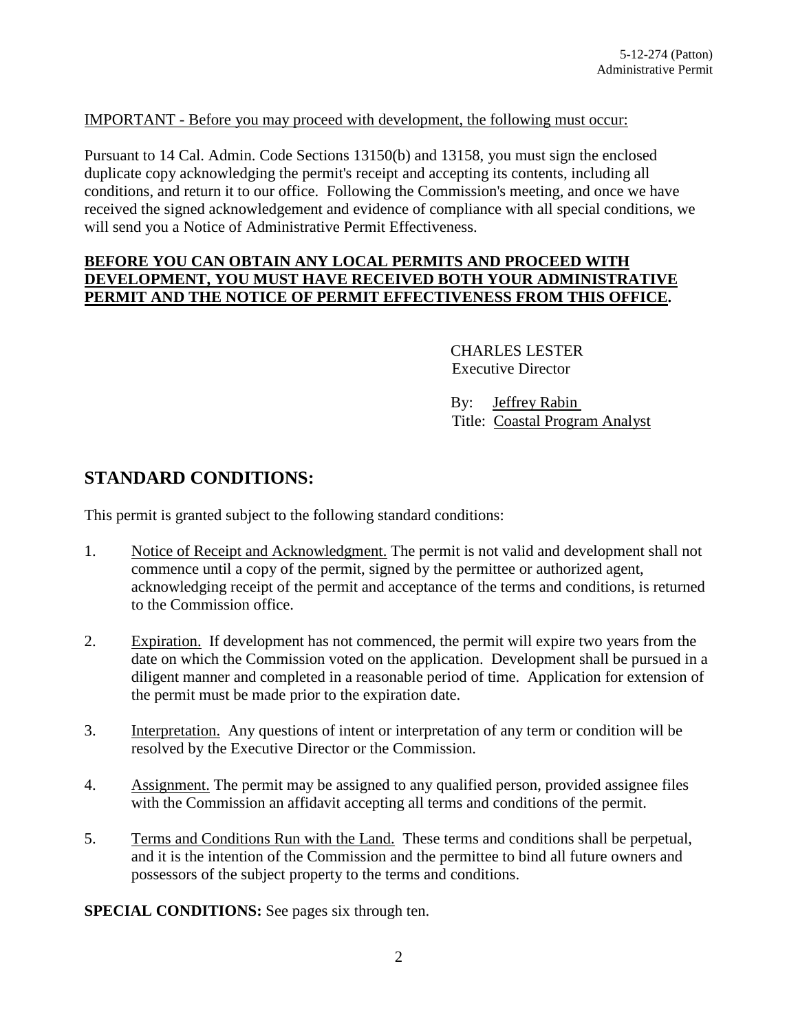IMPORTANT - Before you may proceed with development, the following must occur:

Pursuant to 14 Cal. Admin. Code Sections 13150(b) and 13158, you must sign the enclosed duplicate copy acknowledging the permit's receipt and accepting its contents, including all conditions, and return it to our office. Following the Commission's meeting, and once we have received the signed acknowledgement and evidence of compliance with all special conditions, we will send you a Notice of Administrative Permit Effectiveness.

**BEFORE YOU CAN OBTAIN ANY LOCAL PERMITS AND PROCEED WITH DEVELOPMENT, YOU MUST HAVE RECEIVED BOTH YOUR ADMINISTRATIVE PERMIT AND THE NOTICE OF PERMIT EFFECTIVENESS FROM THIS OFFICE.**

CHARLES LESTER
Executive Director

By: Jeffrey Rabin
Title: Coastal Program Analyst

## STANDARD CONDITIONS:

This permit is granted subject to the following standard conditions:

1. Notice of Receipt and Acknowledgment. The permit is not valid and development shall not commence until a copy of the permit, signed by the permittee or authorized agent, acknowledging receipt of the permit and acceptance of the terms and conditions, is returned to the Commission office.

2. Expiration. If development has not commenced, the permit will expire two years from the date on which the Commission voted on the application. Development shall be pursued in a diligent manner and completed in a reasonable period of time. Application for extension of the permit must be made prior to the expiration date.

3. Interpretation. Any questions of intent or interpretation of any term or condition will be resolved by the Executive Director or the Commission.

4. Assignment. The permit may be assigned to any qualified person, provided assignee files with the Commission an affidavit accepting all terms and conditions of the permit.

5. Terms and Conditions Run with the Land. These terms and conditions shall be perpetual, and it is the intention of the Commission and the permittee to bind all future owners and possessors of the subject property to the terms and conditions.

**SPECIAL CONDITIONS:** See pages six through ten.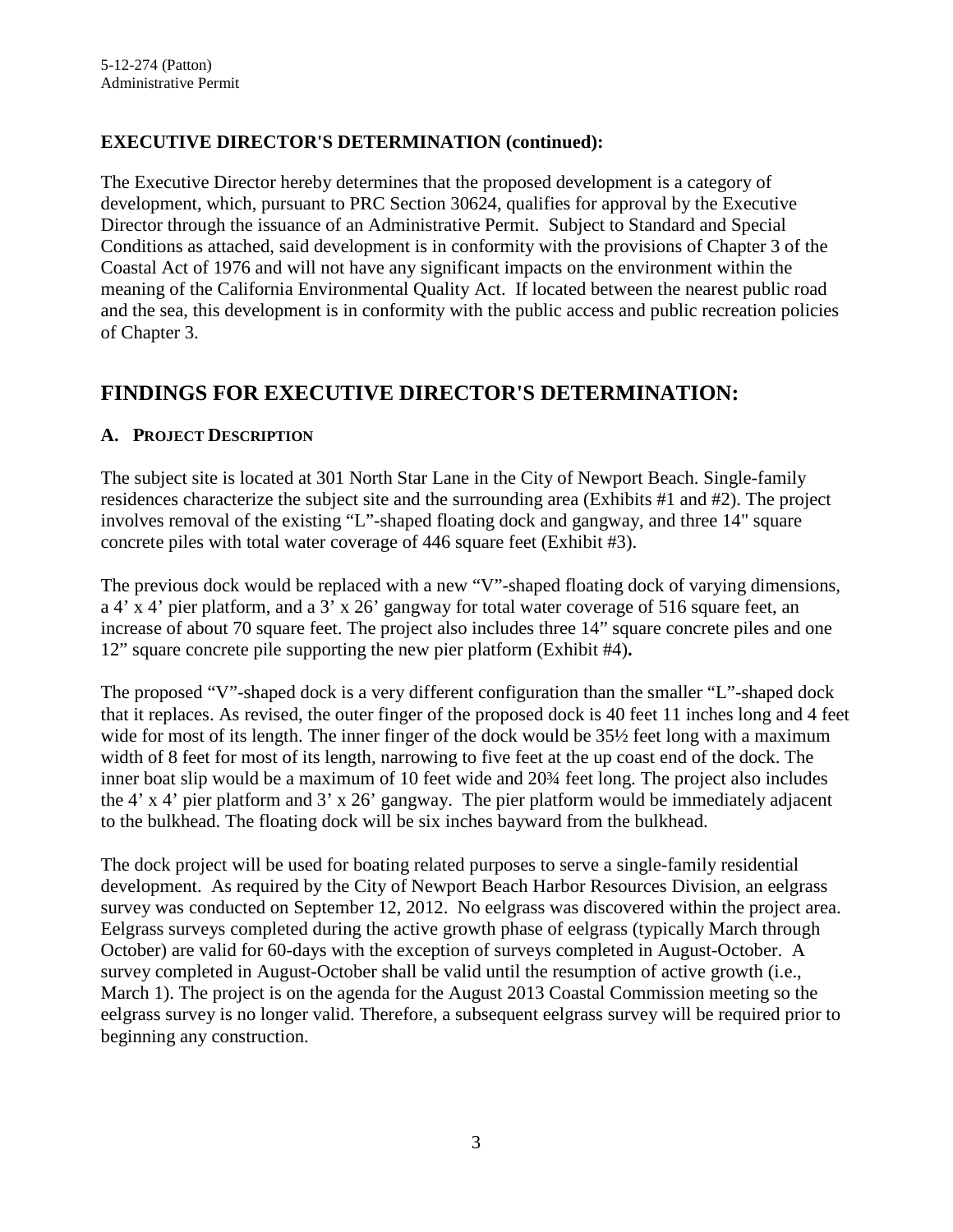**EXECUTIVE DIRECTOR'S DETERMINATION (continued):**

The Executive Director hereby determines that the proposed development is a category of development, which, pursuant to PRC Section 30624, qualifies for approval by the Executive Director through the issuance of an Administrative Permit. Subject to Standard and Special Conditions as attached, said development is in conformity with the provisions of Chapter 3 of the Coastal Act of 1976 and will not have any significant impacts on the environment within the meaning of the California Environmental Quality Act. If located between the nearest public road and the sea, this development is in conformity with the public access and public recreation policies of Chapter 3.

## FINDINGS FOR EXECUTIVE DIRECTOR'S DETERMINATION:

### A. PROJECT DESCRIPTION

The subject site is located at 301 North Star Lane in the City of Newport Beach. Single-family residences characterize the subject site and the surrounding area (Exhibits #1 and #2). The project involves removal of the existing "L"-shaped floating dock and gangway, and three 14" square concrete piles with total water coverage of 446 square feet (Exhibit #3).

The previous dock would be replaced with a new "V"-shaped floating dock of varying dimensions, a 4' x 4' pier platform, and a 3' x 26' gangway for total water coverage of 516 square feet, an increase of about 70 square feet. The project also includes three 14" square concrete piles and one 12" square concrete pile supporting the new pier platform (Exhibit #4)**.**

The proposed "V"-shaped dock is a very different configuration than the smaller "L"-shaped dock that it replaces. As revised, the outer finger of the proposed dock is 40 feet 11 inches long and 4 feet wide for most of its length. The inner finger of the dock would be 35½ feet long with a maximum width of 8 feet for most of its length, narrowing to five feet at the up coast end of the dock. The inner boat slip would be a maximum of 10 feet wide and 20¾ feet long. The project also includes the 4' x 4' pier platform and 3' x 26' gangway. The pier platform would be immediately adjacent to the bulkhead. The floating dock will be six inches bayward from the bulkhead.

The dock project will be used for boating related purposes to serve a single-family residential development. As required by the City of Newport Beach Harbor Resources Division, an eelgrass survey was conducted on September 12, 2012. No eelgrass was discovered within the project area. Eelgrass surveys completed during the active growth phase of eelgrass (typically March through October) are valid for 60-days with the exception of surveys completed in August-October. A survey completed in August-October shall be valid until the resumption of active growth (i.e., March 1). The project is on the agenda for the August 2013 Coastal Commission meeting so the eelgrass survey is no longer valid. Therefore, a subsequent eelgrass survey will be required prior to beginning any construction.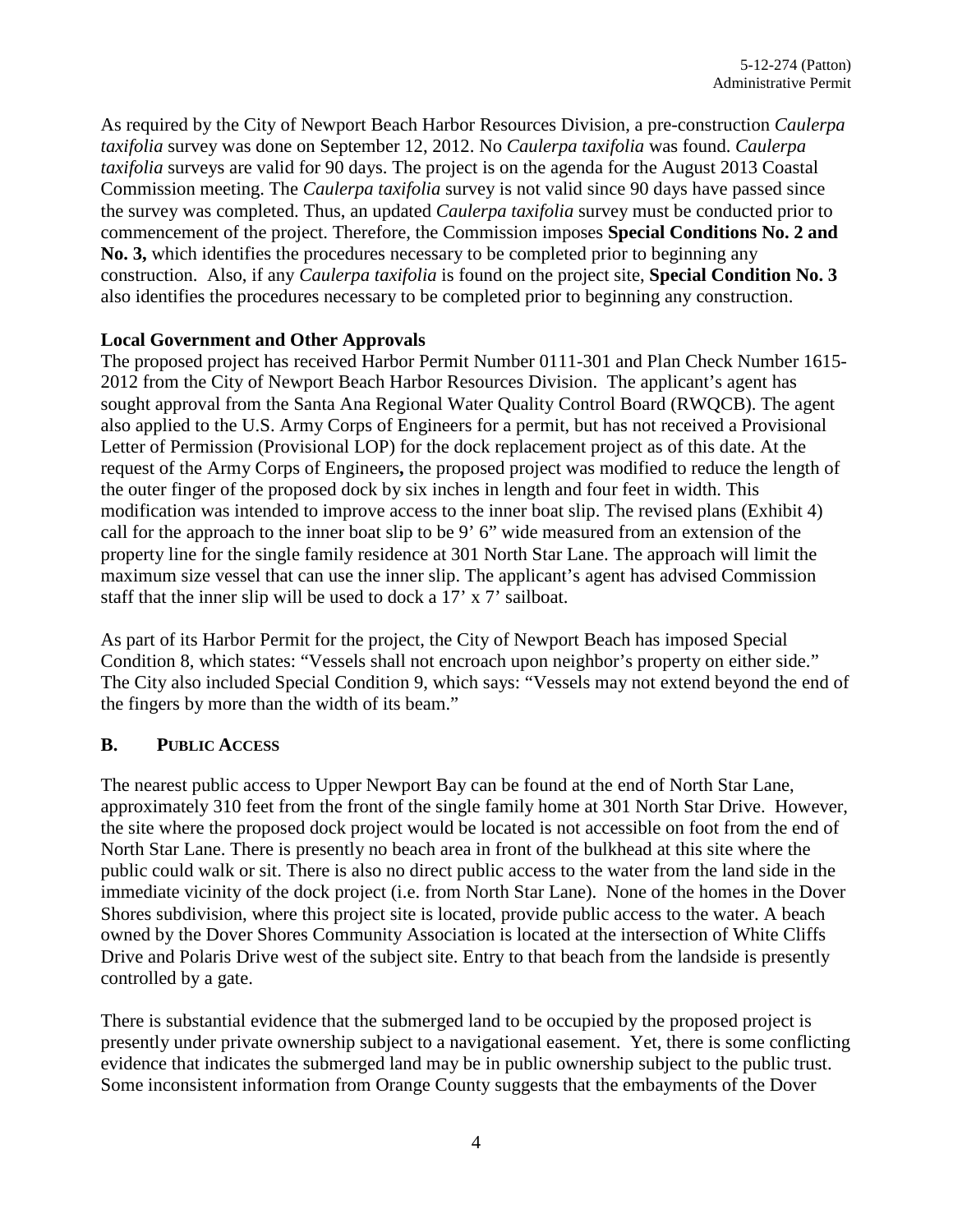As required by the City of Newport Beach Harbor Resources Division, a pre-construction *Caulerpa taxifolia* survey was done on September 12, 2012. No *Caulerpa taxifolia* was found. *Caulerpa taxifolia* surveys are valid for 90 days. The project is on the agenda for the August 2013 Coastal Commission meeting. The *Caulerpa taxifolia* survey is not valid since 90 days have passed since the survey was completed. Thus, an updated *Caulerpa taxifolia* survey must be conducted prior to commencement of the project. Therefore, the Commission imposes **Special Conditions No. 2 and No. 3,** which identifies the procedures necessary to be completed prior to beginning any construction. Also, if any *Caulerpa taxifolia* is found on the project site, **Special Condition No. 3** also identifies the procedures necessary to be completed prior to beginning any construction.

**Local Government and Other Approvals**

The proposed project has received Harbor Permit Number 0111-301 and Plan Check Number 1615-2012 from the City of Newport Beach Harbor Resources Division. The applicant's agent has sought approval from the Santa Ana Regional Water Quality Control Board (RWQCB). The agent also applied to the U.S. Army Corps of Engineers for a permit, but has not received a Provisional Letter of Permission (Provisional LOP) for the dock replacement project as of this date. At the request of the Army Corps of Engineers**,** the proposed project was modified to reduce the length of the outer finger of the proposed dock by six inches in length and four feet in width. This modification was intended to improve access to the inner boat slip. The revised plans (Exhibit 4) call for the approach to the inner boat slip to be 9' 6" wide measured from an extension of the property line for the single family residence at 301 North Star Lane. The approach will limit the maximum size vessel that can use the inner slip. The applicant's agent has advised Commission staff that the inner slip will be used to dock a 17' x 7' sailboat.

As part of its Harbor Permit for the project, the City of Newport Beach has imposed Special Condition 8, which states: "Vessels shall not encroach upon neighbor's property on either side." The City also included Special Condition 9, which says: "Vessels may not extend beyond the end of the fingers by more than the width of its beam."

## B. PUBLIC ACCESS

The nearest public access to Upper Newport Bay can be found at the end of North Star Lane, approximately 310 feet from the front of the single family home at 301 North Star Drive. However, the site where the proposed dock project would be located is not accessible on foot from the end of North Star Lane. There is presently no beach area in front of the bulkhead at this site where the public could walk or sit. There is also no direct public access to the water from the land side in the immediate vicinity of the dock project (i.e. from North Star Lane). None of the homes in the Dover Shores subdivision, where this project site is located, provide public access to the water. A beach owned by the Dover Shores Community Association is located at the intersection of White Cliffs Drive and Polaris Drive west of the subject site. Entry to that beach from the landside is presently controlled by a gate.

There is substantial evidence that the submerged land to be occupied by the proposed project is presently under private ownership subject to a navigational easement. Yet, there is some conflicting evidence that indicates the submerged land may be in public ownership subject to the public trust. Some inconsistent information from Orange County suggests that the embayments of the Dover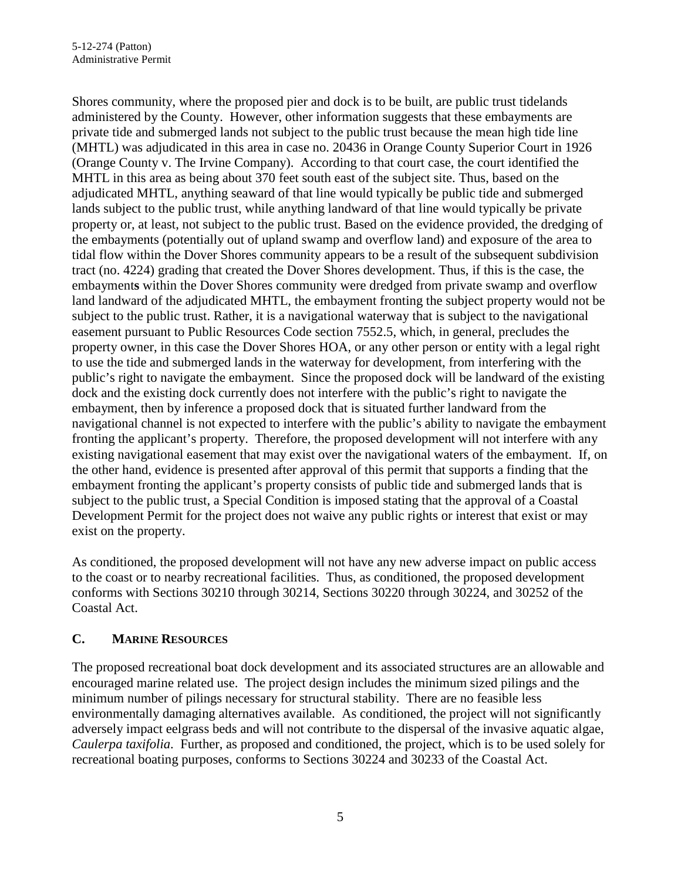Shores community, where the proposed pier and dock is to be built, are public trust tidelands administered by the County. However, other information suggests that these embayments are private tide and submerged lands not subject to the public trust because the mean high tide line (MHTL) was adjudicated in this area in case no. 20436 in Orange County Superior Court in 1926 (Orange County v. The Irvine Company). According to that court case, the court identified the MHTL in this area as being about 370 feet south east of the subject site. Thus, based on the adjudicated MHTL, anything seaward of that line would typically be public tide and submerged lands subject to the public trust, while anything landward of that line would typically be private property or, at least, not subject to the public trust. Based on the evidence provided, the dredging of the embayments (potentially out of upland swamp and overflow land) and exposure of the area to tidal flow within the Dover Shores community appears to be a result of the subsequent subdivision tract (no. 4224) grading that created the Dover Shores development. Thus, if this is the case, the embayment**s** within the Dover Shores community were dredged from private swamp and overflow land landward of the adjudicated MHTL, the embayment fronting the subject property would not be subject to the public trust. Rather, it is a navigational waterway that is subject to the navigational easement pursuant to Public Resources Code section 7552.5, which, in general, precludes the property owner, in this case the Dover Shores HOA, or any other person or entity with a legal right to use the tide and submerged lands in the waterway for development, from interfering with the public's right to navigate the embayment. Since the proposed dock will be landward of the existing dock and the existing dock currently does not interfere with the public's right to navigate the embayment, then by inference a proposed dock that is situated further landward from the navigational channel is not expected to interfere with the public's ability to navigate the embayment fronting the applicant's property. Therefore, the proposed development will not interfere with any existing navigational easement that may exist over the navigational waters of the embayment. If, on the other hand, evidence is presented after approval of this permit that supports a finding that the embayment fronting the applicant's property consists of public tide and submerged lands that is subject to the public trust, a Special Condition is imposed stating that the approval of a Coastal Development Permit for the project does not waive any public rights or interest that exist or may exist on the property.

As conditioned, the proposed development will not have any new adverse impact on public access to the coast or to nearby recreational facilities. Thus, as conditioned, the proposed development conforms with Sections 30210 through 30214, Sections 30220 through 30224, and 30252 of the Coastal Act.

## C. MARINE RESOURCES

The proposed recreational boat dock development and its associated structures are an allowable and encouraged marine related use. The project design includes the minimum sized pilings and the minimum number of pilings necessary for structural stability. There are no feasible less environmentally damaging alternatives available. As conditioned, the project will not significantly adversely impact eelgrass beds and will not contribute to the dispersal of the invasive aquatic algae, *Caulerpa taxifolia*. Further, as proposed and conditioned, the project, which is to be used solely for recreational boating purposes, conforms to Sections 30224 and 30233 of the Coastal Act.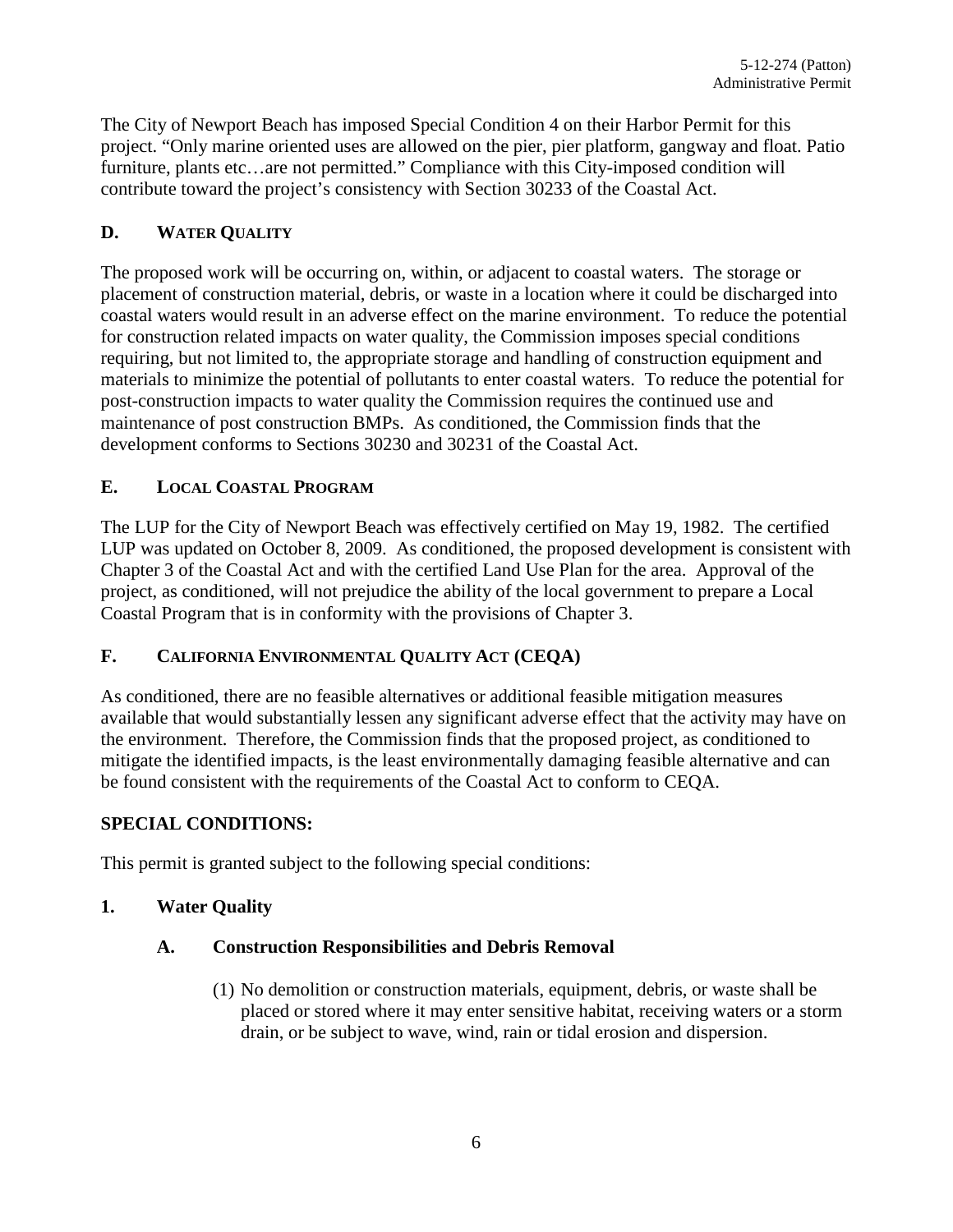The City of Newport Beach has imposed Special Condition 4 on their Harbor Permit for this project. "Only marine oriented uses are allowed on the pier, pier platform, gangway and float. Patio furniture, plants etc…are not permitted." Compliance with this City-imposed condition will contribute toward the project's consistency with Section 30233 of the Coastal Act.

## D. WATER QUALITY

The proposed work will be occurring on, within, or adjacent to coastal waters. The storage or placement of construction material, debris, or waste in a location where it could be discharged into coastal waters would result in an adverse effect on the marine environment. To reduce the potential for construction related impacts on water quality, the Commission imposes special conditions requiring, but not limited to, the appropriate storage and handling of construction equipment and materials to minimize the potential of pollutants to enter coastal waters. To reduce the potential for post-construction impacts to water quality the Commission requires the continued use and maintenance of post construction BMPs. As conditioned, the Commission finds that the development conforms to Sections 30230 and 30231 of the Coastal Act.

## E. LOCAL COASTAL PROGRAM

The LUP for the City of Newport Beach was effectively certified on May 19, 1982. The certified LUP was updated on October 8, 2009. As conditioned, the proposed development is consistent with Chapter 3 of the Coastal Act and with the certified Land Use Plan for the area. Approval of the project, as conditioned, will not prejudice the ability of the local government to prepare a Local Coastal Program that is in conformity with the provisions of Chapter 3.

## F. CALIFORNIA ENVIRONMENTAL QUALITY ACT (CEQA)

As conditioned, there are no feasible alternatives or additional feasible mitigation measures available that would substantially lessen any significant adverse effect that the activity may have on the environment. Therefore, the Commission finds that the proposed project, as conditioned to mitigate the identified impacts, is the least environmentally damaging feasible alternative and can be found consistent with the requirements of the Coastal Act to conform to CEQA.

## SPECIAL CONDITIONS:

This permit is granted subject to the following special conditions:

### 1. Water Quality

#### A. Construction Responsibilities and Debris Removal

(1) No demolition or construction materials, equipment, debris, or waste shall be placed or stored where it may enter sensitive habitat, receiving waters or a storm drain, or be subject to wave, wind, rain or tidal erosion and dispersion.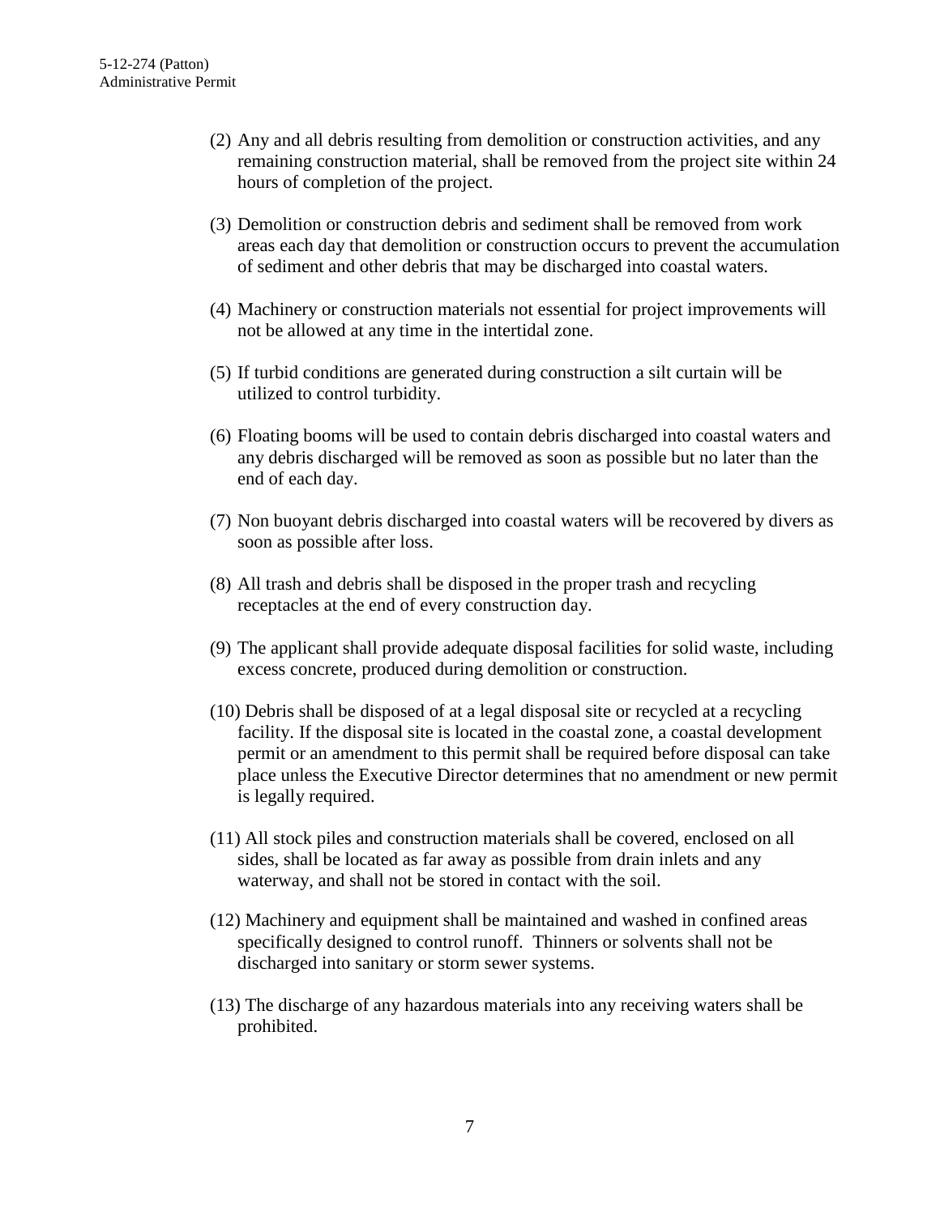(2) Any and all debris resulting from demolition or construction activities, and any remaining construction material, shall be removed from the project site within 24 hours of completion of the project.

(3) Demolition or construction debris and sediment shall be removed from work areas each day that demolition or construction occurs to prevent the accumulation of sediment and other debris that may be discharged into coastal waters.

(4) Machinery or construction materials not essential for project improvements will not be allowed at any time in the intertidal zone.

(5) If turbid conditions are generated during construction a silt curtain will be utilized to control turbidity.

(6) Floating booms will be used to contain debris discharged into coastal waters and any debris discharged will be removed as soon as possible but no later than the end of each day.

(7) Non buoyant debris discharged into coastal waters will be recovered by divers as soon as possible after loss.

(8) All trash and debris shall be disposed in the proper trash and recycling receptacles at the end of every construction day.

(9) The applicant shall provide adequate disposal facilities for solid waste, including excess concrete, produced during demolition or construction.

(10) Debris shall be disposed of at a legal disposal site or recycled at a recycling facility. If the disposal site is located in the coastal zone, a coastal development permit or an amendment to this permit shall be required before disposal can take place unless the Executive Director determines that no amendment or new permit is legally required.

(11) All stock piles and construction materials shall be covered, enclosed on all sides, shall be located as far away as possible from drain inlets and any waterway, and shall not be stored in contact with the soil.

(12) Machinery and equipment shall be maintained and washed in confined areas specifically designed to control runoff. Thinners or solvents shall not be discharged into sanitary or storm sewer systems.

(13) The discharge of any hazardous materials into any receiving waters shall be prohibited.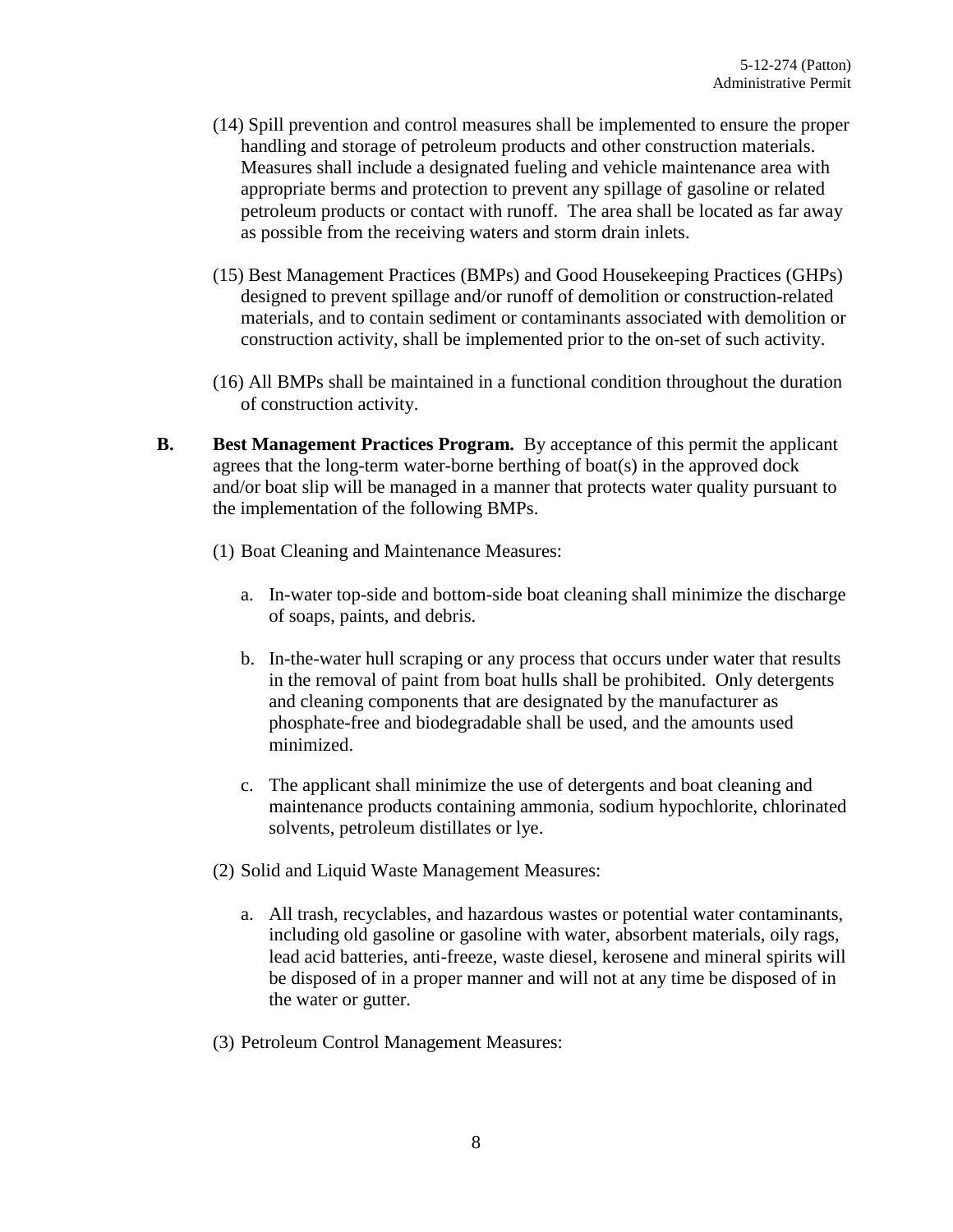(14) Spill prevention and control measures shall be implemented to ensure the proper handling and storage of petroleum products and other construction materials. Measures shall include a designated fueling and vehicle maintenance area with appropriate berms and protection to prevent any spillage of gasoline or related petroleum products or contact with runoff. The area shall be located as far away as possible from the receiving waters and storm drain inlets.

(15) Best Management Practices (BMPs) and Good Housekeeping Practices (GHPs) designed to prevent spillage and/or runoff of demolition or construction-related materials, and to contain sediment or contaminants associated with demolition or construction activity, shall be implemented prior to the on-set of such activity.

(16) All BMPs shall be maintained in a functional condition throughout the duration of construction activity.

**B. Best Management Practices Program.** By acceptance of this permit the applicant agrees that the long-term water-borne berthing of boat(s) in the approved dock and/or boat slip will be managed in a manner that protects water quality pursuant to the implementation of the following BMPs.

(1) Boat Cleaning and Maintenance Measures:

a. In-water top-side and bottom-side boat cleaning shall minimize the discharge of soaps, paints, and debris.

b. In-the-water hull scraping or any process that occurs under water that results in the removal of paint from boat hulls shall be prohibited. Only detergents and cleaning components that are designated by the manufacturer as phosphate-free and biodegradable shall be used, and the amounts used minimized.

c. The applicant shall minimize the use of detergents and boat cleaning and maintenance products containing ammonia, sodium hypochlorite, chlorinated solvents, petroleum distillates or lye.

(2) Solid and Liquid Waste Management Measures:

a. All trash, recyclables, and hazardous wastes or potential water contaminants, including old gasoline or gasoline with water, absorbent materials, oily rags, lead acid batteries, anti-freeze, waste diesel, kerosene and mineral spirits will be disposed of in a proper manner and will not at any time be disposed of in the water or gutter.

(3) Petroleum Control Management Measures: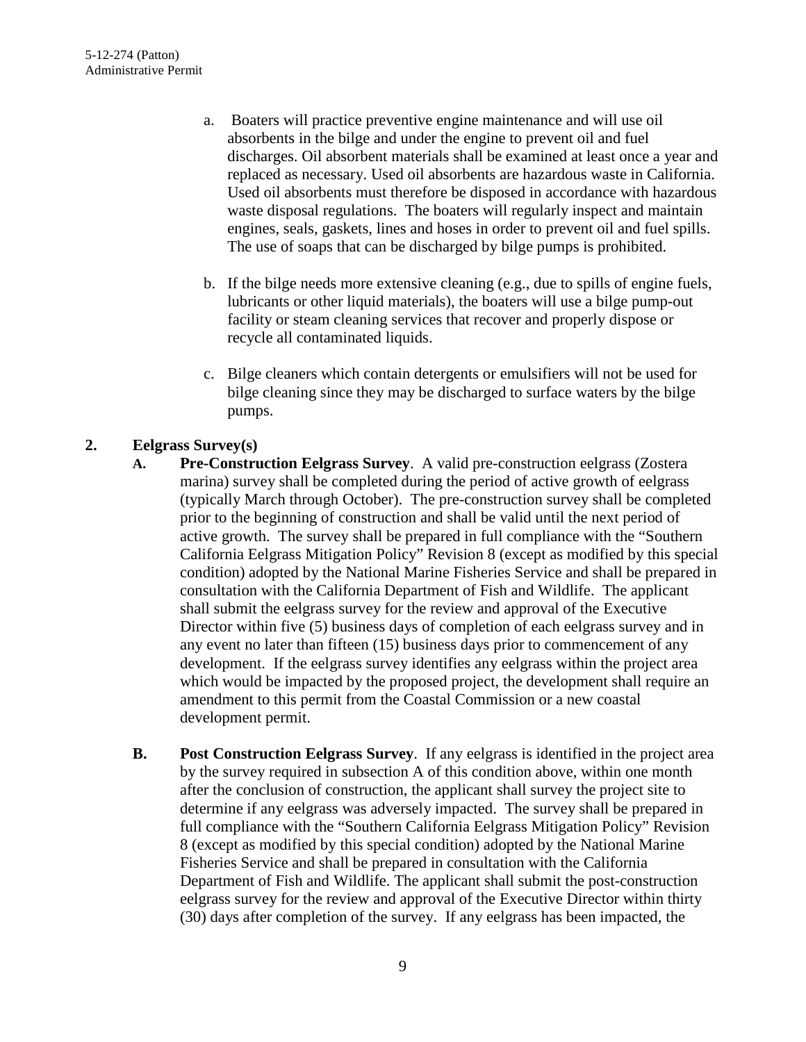a. Boaters will practice preventive engine maintenance and will use oil absorbents in the bilge and under the engine to prevent oil and fuel discharges. Oil absorbent materials shall be examined at least once a year and replaced as necessary. Used oil absorbents are hazardous waste in California. Used oil absorbents must therefore be disposed in accordance with hazardous waste disposal regulations. The boaters will regularly inspect and maintain engines, seals, gaskets, lines and hoses in order to prevent oil and fuel spills. The use of soaps that can be discharged by bilge pumps is prohibited.

b. If the bilge needs more extensive cleaning (e.g., due to spills of engine fuels, lubricants or other liquid materials), the boaters will use a bilge pump-out facility or steam cleaning services that recover and properly dispose or recycle all contaminated liquids.

c. Bilge cleaners which contain detergents or emulsifiers will not be used for bilge cleaning since they may be discharged to surface waters by the bilge pumps.

**2. Eelgrass Survey(s)**

**A. Pre-Construction Eelgrass Survey**. A valid pre-construction eelgrass (Zostera marina) survey shall be completed during the period of active growth of eelgrass (typically March through October). The pre-construction survey shall be completed prior to the beginning of construction and shall be valid until the next period of active growth. The survey shall be prepared in full compliance with the "Southern California Eelgrass Mitigation Policy" Revision 8 (except as modified by this special condition) adopted by the National Marine Fisheries Service and shall be prepared in consultation with the California Department of Fish and Wildlife. The applicant shall submit the eelgrass survey for the review and approval of the Executive Director within five (5) business days of completion of each eelgrass survey and in any event no later than fifteen (15) business days prior to commencement of any development. If the eelgrass survey identifies any eelgrass within the project area which would be impacted by the proposed project, the development shall require an amendment to this permit from the Coastal Commission or a new coastal development permit.

**B. Post Construction Eelgrass Survey**. If any eelgrass is identified in the project area by the survey required in subsection A of this condition above, within one month after the conclusion of construction, the applicant shall survey the project site to determine if any eelgrass was adversely impacted. The survey shall be prepared in full compliance with the "Southern California Eelgrass Mitigation Policy" Revision 8 (except as modified by this special condition) adopted by the National Marine Fisheries Service and shall be prepared in consultation with the California Department of Fish and Wildlife. The applicant shall submit the post-construction eelgrass survey for the review and approval of the Executive Director within thirty (30) days after completion of the survey. If any eelgrass has been impacted, the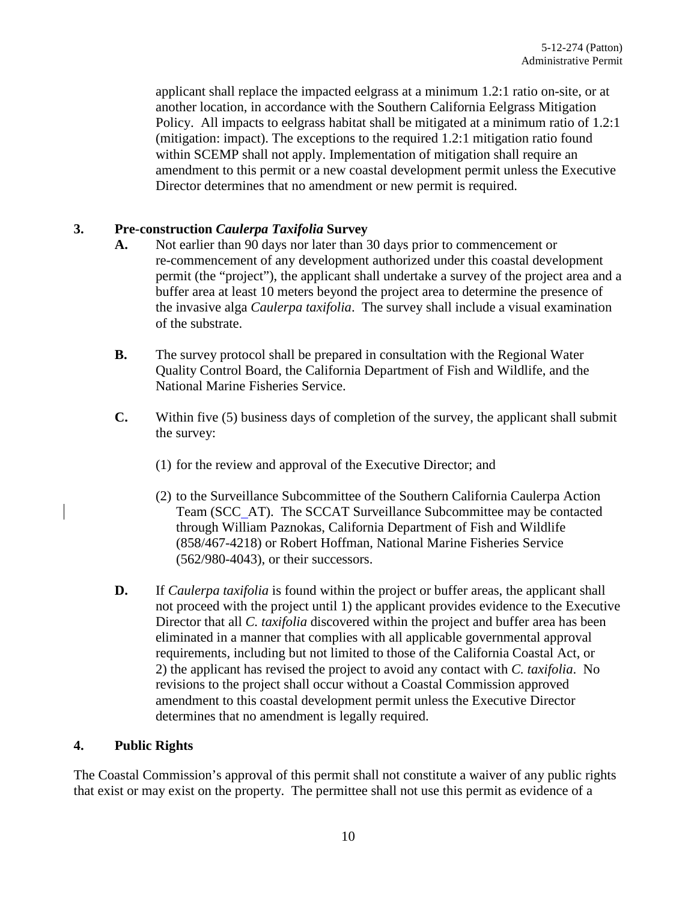applicant shall replace the impacted eelgrass at a minimum 1.2:1 ratio on-site, or at another location, in accordance with the Southern California Eelgrass Mitigation Policy. All impacts to eelgrass habitat shall be mitigated at a minimum ratio of 1.2:1 (mitigation: impact). The exceptions to the required 1.2:1 mitigation ratio found within SCEMP shall not apply. Implementation of mitigation shall require an amendment to this permit or a new coastal development permit unless the Executive Director determines that no amendment or new permit is required.

## 3. Pre-construction *Caulerpa Taxifolia* Survey

**A.** Not earlier than 90 days nor later than 30 days prior to commencement or re-commencement of any development authorized under this coastal development permit (the "project"), the applicant shall undertake a survey of the project area and a buffer area at least 10 meters beyond the project area to determine the presence of the invasive alga *Caulerpa taxifolia*. The survey shall include a visual examination of the substrate.

**B.** The survey protocol shall be prepared in consultation with the Regional Water Quality Control Board, the California Department of Fish and Wildlife, and the National Marine Fisheries Service.

**C.** Within five (5) business days of completion of the survey, the applicant shall submit the survey:

(1) for the review and approval of the Executive Director; and

(2) to the Surveillance Subcommittee of the Southern California Caulerpa Action Team (SCC_AT). The SCCAT Surveillance Subcommittee may be contacted through William Paznokas, California Department of Fish and Wildlife (858/467-4218) or Robert Hoffman, National Marine Fisheries Service (562/980-4043), or their successors.

**D.** If *Caulerpa taxifolia* is found within the project or buffer areas, the applicant shall not proceed with the project until 1) the applicant provides evidence to the Executive Director that all *C. taxifolia* discovered within the project and buffer area has been eliminated in a manner that complies with all applicable governmental approval requirements, including but not limited to those of the California Coastal Act, or 2) the applicant has revised the project to avoid any contact with *C. taxifolia*. No revisions to the project shall occur without a Coastal Commission approved amendment to this coastal development permit unless the Executive Director determines that no amendment is legally required.

## 4. Public Rights

The Coastal Commission's approval of this permit shall not constitute a waiver of any public rights that exist or may exist on the property. The permittee shall not use this permit as evidence of a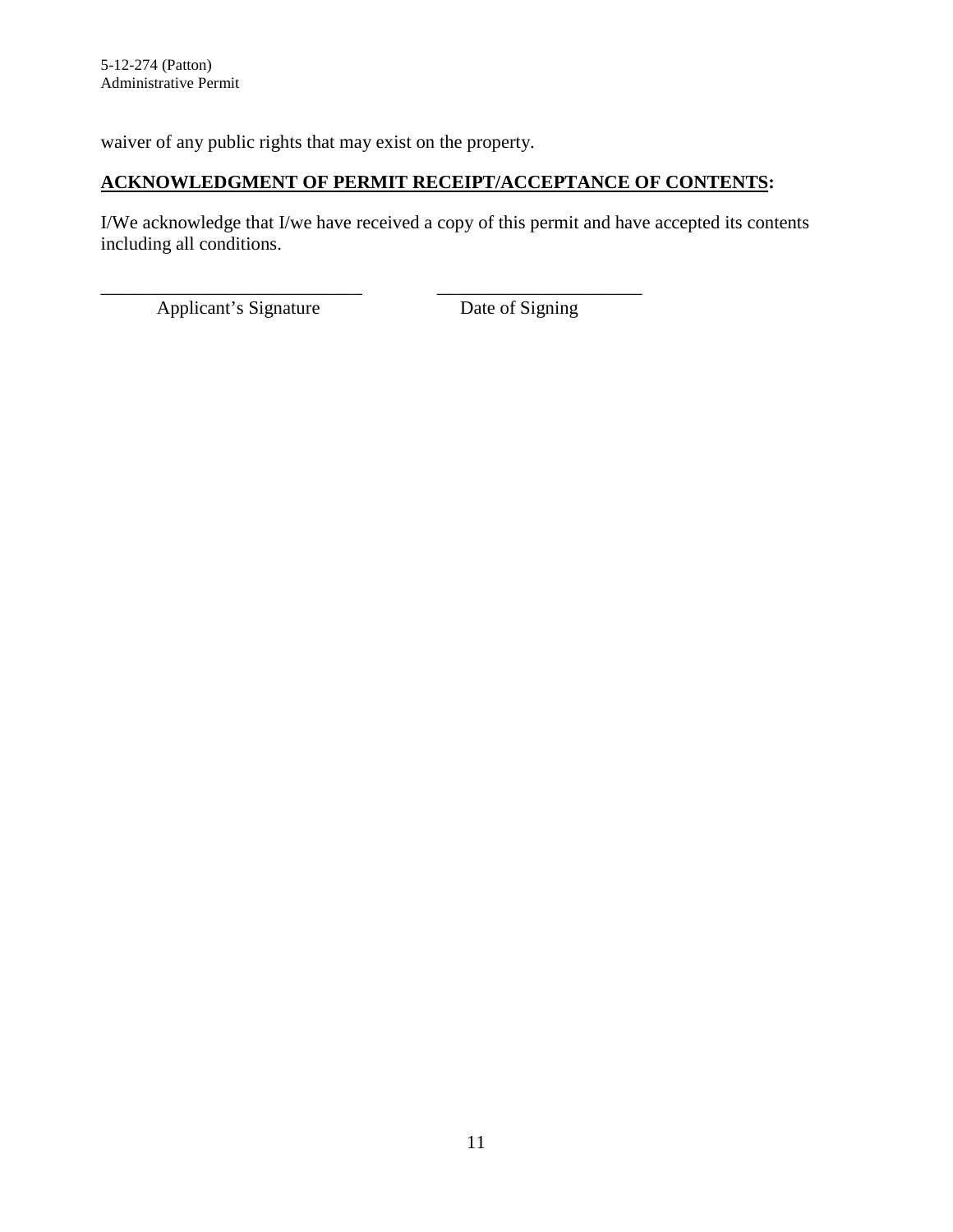waiver of any public rights that may exist on the property.

**ACKNOWLEDGMENT OF PERMIT RECEIPT/ACCEPTANCE OF CONTENTS:**

I/We acknowledge that I/we have received a copy of this permit and have accepted its contents including all conditions.

\_\_\_\_\_\_\_\_\_\_\_\_\_\_\_\_\_\_\_\_\_\_\_\_\_\_\_\_ \_\_\_\_\_\_\_\_\_\_\_\_\_\_\_\_\_\_\_\_\_\_

Applicant's Signature Date of Signing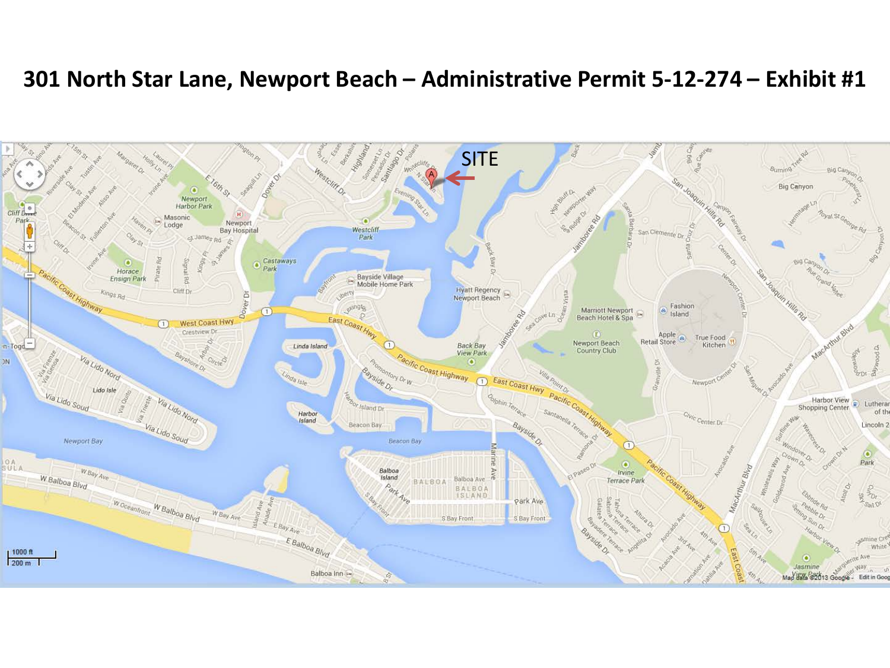# 301 North Star Lane, Newport Beach – Administrative Permit 5-12-274 – Exhibit #1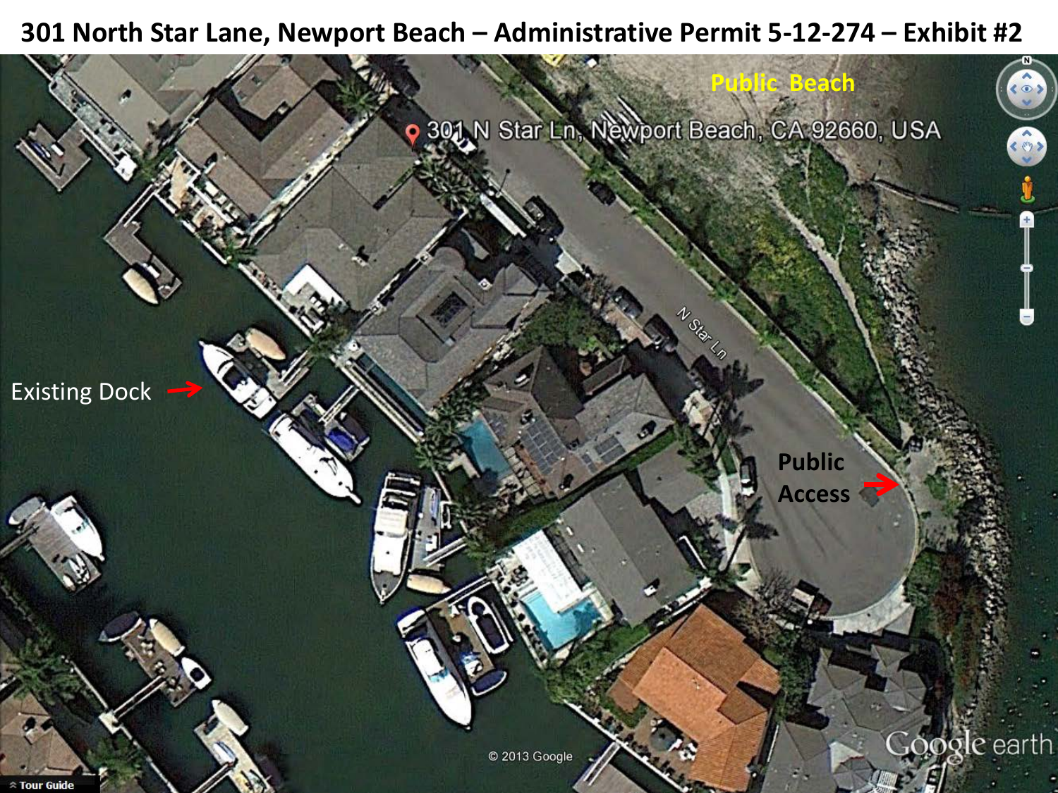# 301 North Star Lane, Newport Beach – Administrative Permit 5-12-274 – Exhibit #2

Public Beach

301 N Star Ln, Newport Beach, CA 92660, USA

N Star Ln

Existing Dock

Public Access

© 2013 Google

Google earth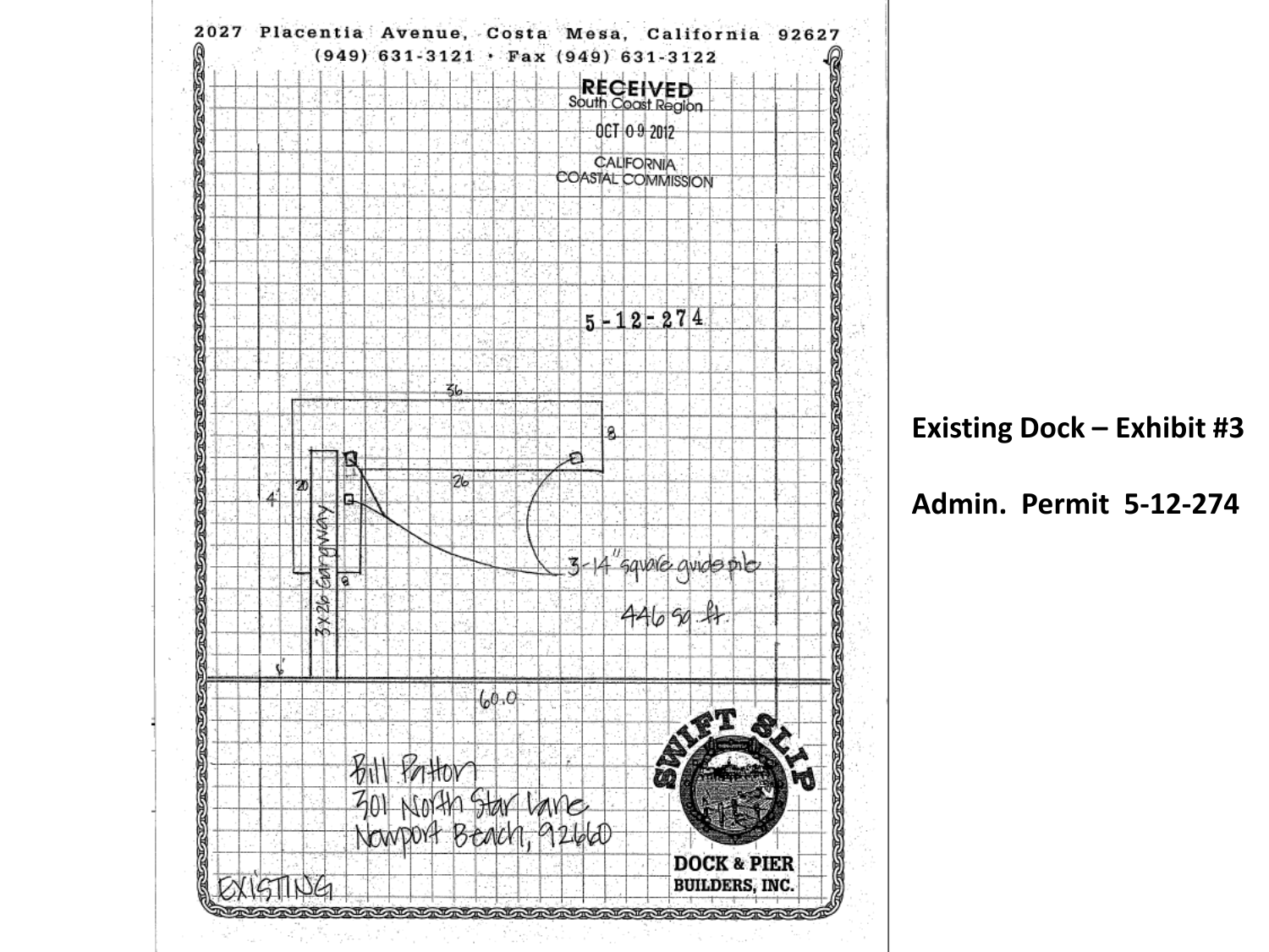2027 Placentia Avenue, Costa Mesa, California 92627

(949) 631-3121 · Fax (949) 631-3122

RECEIVED
South Coast Region

OCT 09 2012

CALIFORNIA
COASTAL COMMISSION

5-12-274

36

8

26

20

4'

3x26 Gangway

8

3-14" square guide pile

446 sq. ft.

6'

60.0

Bill Patton
301 North Star Lane
Newport Beach, 92660

SWIFT SLIP

DOCK & PIER
BUILDERS, INC.

EXISTING

**Existing Dock – Exhibit #3**

**Admin. Permit 5-12-274**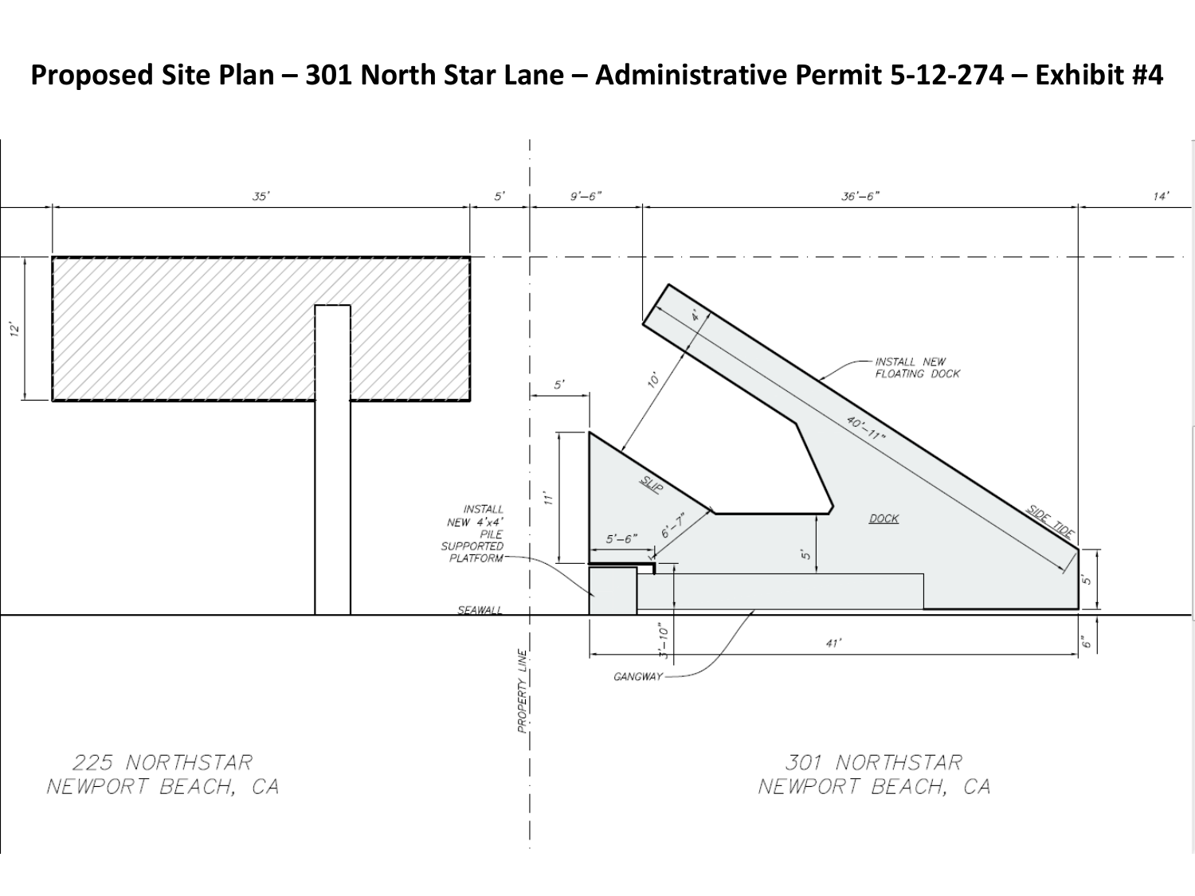# Proposed Site Plan – 301 North Star Lane – Administrative Permit 5-12-274 – Exhibit #4

35'
5'
9'–6"
36'–6"
14'
12'
5'
4'
10'
INSTALL NEW FLOATING DOCK
40'–11"
11'
SLIP
6'–7"
5'–6"
5'
DOCK
SIDE TIDE
5'
INSTALL NEW 4'x4' PILE SUPPORTED PLATFORM
SEAWALL
3'–10"
41'
6"
GANGWAY
PROPERTY LINE

225 NORTHSTAR
NEWPORT BEACH, CA

301 NORTHSTAR
NEWPORT BEACH, CA